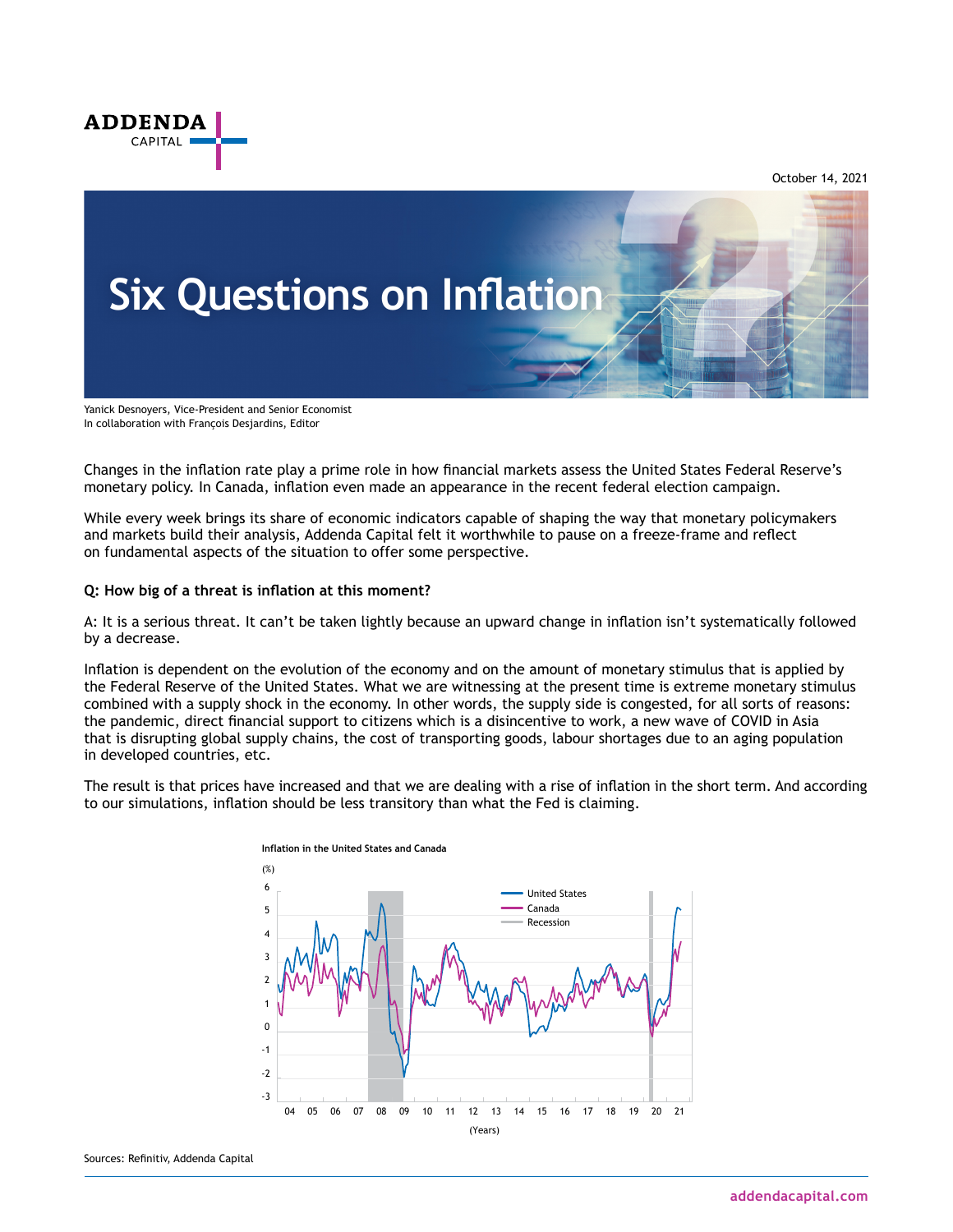ADDENDA CAPITAL

October 14, 2021

# Six Questions on Inflation

Yanick Desnoyers, Vice-President and Senior Economist
In collaboration with François Desjardins, Editor

Changes in the inflation rate play a prime role in how financial markets assess the United States Federal Reserve's monetary policy. In Canada, inflation even made an appearance in the recent federal election campaign.

While every week brings its share of economic indicators capable of shaping the way that monetary policymakers and markets build their analysis, Addenda Capital felt it worthwhile to pause on a freeze-frame and reflect on fundamental aspects of the situation to offer some perspective.

**Q: How big of a threat is inflation at this moment?**

A: It is a serious threat. It can't be taken lightly because an upward change in inflation isn't systematically followed by a decrease.

Inflation is dependent on the evolution of the economy and on the amount of monetary stimulus that is applied by the Federal Reserve of the United States. What we are witnessing at the present time is extreme monetary stimulus combined with a supply shock in the economy. In other words, the supply side is congested, for all sorts of reasons: the pandemic, direct financial support to citizens which is a disincentive to work, a new wave of COVID in Asia that is disrupting global supply chains, the cost of transporting goods, labour shortages due to an aging population in developed countries, etc.

The result is that prices have increased and that we are dealing with a rise of inflation in the short term. And according to our simulations, inflation should be less transitory than what the Fed is claiming.

**Inflation in the United States and Canada**

(%) — United States, Canada, Recession — (Years) 04–21

Sources: Refinitiv, Addenda Capital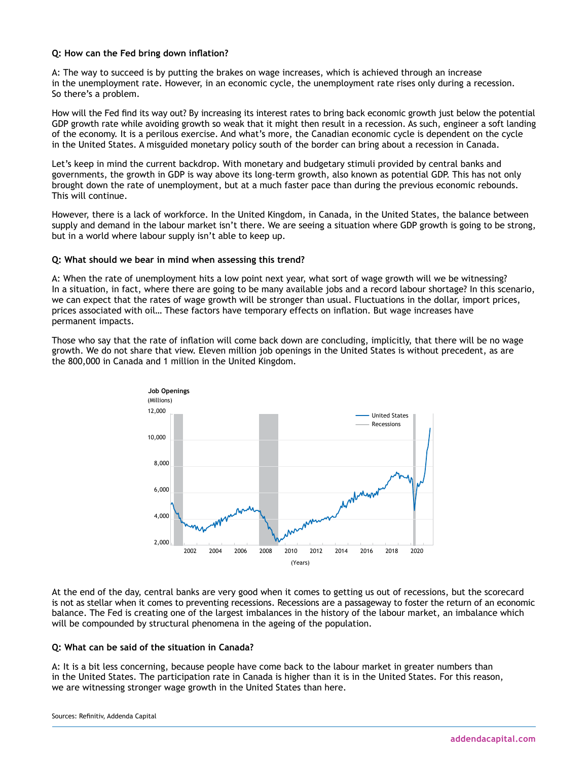**Q: How can the Fed bring down inflation?**

A: The way to succeed is by putting the brakes on wage increases, which is achieved through an increase in the unemployment rate. However, in an economic cycle, the unemployment rate rises only during a recession. So there's a problem.

How will the Fed find its way out? By increasing its interest rates to bring back economic growth just below the potential GDP growth rate while avoiding growth so weak that it might then result in a recession. As such, engineer a soft landing of the economy. It is a perilous exercise. And what's more, the Canadian economic cycle is dependent on the cycle in the United States. A misguided monetary policy south of the border can bring about a recession in Canada.

Let's keep in mind the current backdrop. With monetary and budgetary stimuli provided by central banks and governments, the growth in GDP is way above its long-term growth, also known as potential GDP. This has not only brought down the rate of unemployment, but at a much faster pace than during the previous economic rebounds. This will continue.

However, there is a lack of workforce. In the United Kingdom, in Canada, in the United States, the balance between supply and demand in the labour market isn't there. We are seeing a situation where GDP growth is going to be strong, but in a world where labour supply isn't able to keep up.

**Q: What should we bear in mind when assessing this trend?**

A: When the rate of unemployment hits a low point next year, what sort of wage growth will we be witnessing? In a situation, in fact, where there are going to be many available jobs and a record labour shortage? In this scenario, we can expect that the rates of wage growth will be stronger than usual. Fluctuations in the dollar, import prices, prices associated with oil… These factors have temporary effects on inflation. But wage increases have permanent impacts.

Those who say that the rate of inflation will come back down are concluding, implicitly, that there will be no wage growth. We do not share that view. Eleven million job openings in the United States is without precedent, as are the 800,000 in Canada and 1 million in the United Kingdom.

**Job Openings**
(Millions)

[Chart: Job Openings (Millions), United States and Recessions, 2002–2020]

At the end of the day, central banks are very good when it comes to getting us out of recessions, but the scorecard is not as stellar when it comes to preventing recessions. Recessions are a passageway to foster the return of an economic balance. The Fed is creating one of the largest imbalances in the history of the labour market, an imbalance which will be compounded by structural phenomena in the ageing of the population.

**Q: What can be said of the situation in Canada?**

A: It is a bit less concerning, because people have come back to the labour market in greater numbers than in the United States. The participation rate in Canada is higher than it is in the United States. For this reason, we are witnessing stronger wage growth in the United States than here.

Sources: Refinitiv, Addenda Capital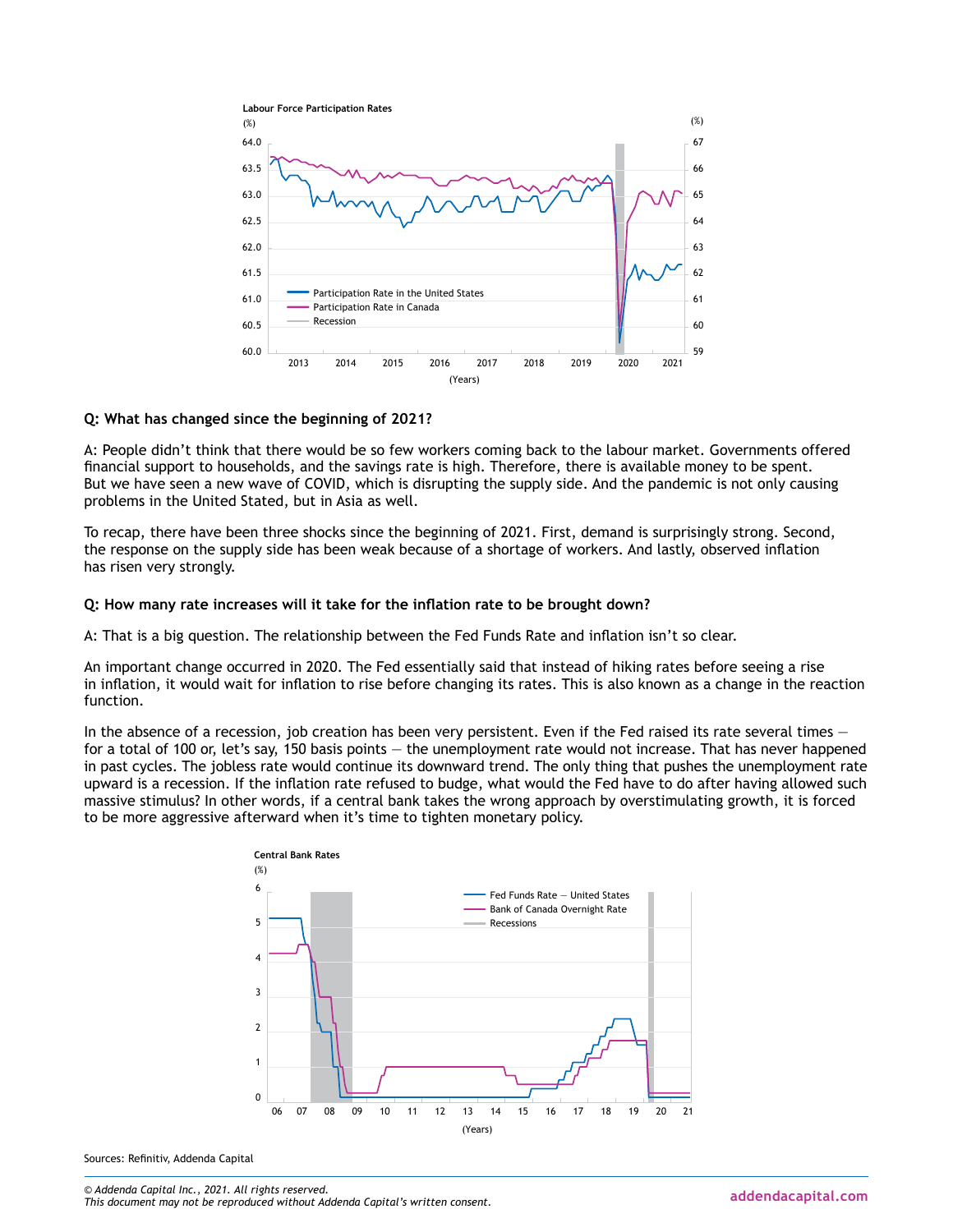Labour Force Participation Rates

(%)

64.0
63.5
63.0
62.5
62.0
61.5
61.0
60.5
60.0

(%)

67
66
65
64
63
62
61
60
59

Participation Rate in the United States
Participation Rate in Canada
Recession

2013 2014 2015 2016 2017 2018 2019 2020 2021

(Years)

**Q: What has changed since the beginning of 2021?**

A: People didn't think that there would be so few workers coming back to the labour market. Governments offered financial support to households, and the savings rate is high. Therefore, there is available money to be spent. But we have seen a new wave of COVID, which is disrupting the supply side. And the pandemic is not only causing problems in the United Stated, but in Asia as well.

To recap, there have been three shocks since the beginning of 2021. First, demand is surprisingly strong. Second, the response on the supply side has been weak because of a shortage of workers. And lastly, observed inflation has risen very strongly.

**Q: How many rate increases will it take for the inflation rate to be brought down?**

A: That is a big question. The relationship between the Fed Funds Rate and inflation isn't so clear.

An important change occurred in 2020. The Fed essentially said that instead of hiking rates before seeing a rise in inflation, it would wait for inflation to rise before changing its rates. This is also known as a change in the reaction function.

In the absence of a recession, job creation has been very persistent. Even if the Fed raised its rate several times — for a total of 100 or, let's say, 150 basis points — the unemployment rate would not increase. That has never happened in past cycles. The jobless rate would continue its downward trend. The only thing that pushes the unemployment rate upward is a recession. If the inflation rate refused to budge, what would the Fed have to do after having allowed such massive stimulus? In other words, if a central bank takes the wrong approach by overstimulating growth, it is forced to be more aggressive afterward when it's time to tighten monetary policy.

Central Bank Rates

(%)

6
5
4
3
2
1
0

Fed Funds Rate — United States
Bank of Canada Overnight Rate
Recessions

06 07 08 09 10 11 12 13 14 15 16 17 18 19 20 21

(Years)

Sources: Refinitiv, Addenda Capital

*© Addenda Capital Inc., 2021. All rights reserved.*
*This document may not be reproduced without Addenda Capital's written consent.*

addendacapital.com